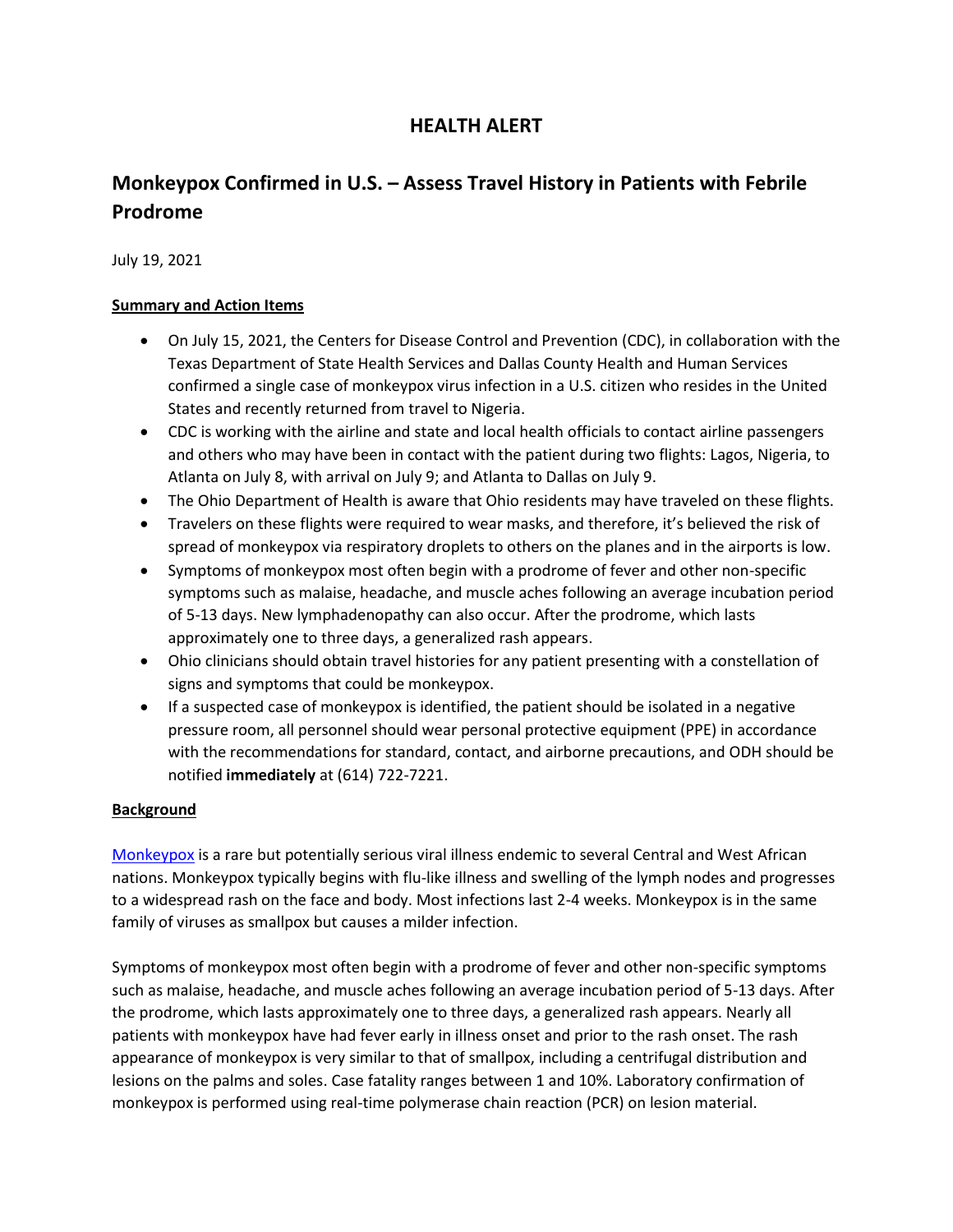# HEALTH ALERT

## Monkeypox Confirmed in U.S. – Assess Travel History in Patients with Febrile Prodrome

July 19, 2021

**Summary and Action Items**

- On July 15, 2021, the Centers for Disease Control and Prevention (CDC), in collaboration with the Texas Department of State Health Services and Dallas County Health and Human Services confirmed a single case of monkeypox virus infection in a U.S. citizen who resides in the United States and recently returned from travel to Nigeria.
- CDC is working with the airline and state and local health officials to contact airline passengers and others who may have been in contact with the patient during two flights: Lagos, Nigeria, to Atlanta on July 8, with arrival on July 9; and Atlanta to Dallas on July 9.
- The Ohio Department of Health is aware that Ohio residents may have traveled on these flights.
- Travelers on these flights were required to wear masks, and therefore, it's believed the risk of spread of monkeypox via respiratory droplets to others on the planes and in the airports is low.
- Symptoms of monkeypox most often begin with a prodrome of fever and other non-specific symptoms such as malaise, headache, and muscle aches following an average incubation period of 5-13 days. New lymphadenopathy can also occur. After the prodrome, which lasts approximately one to three days, a generalized rash appears.
- Ohio clinicians should obtain travel histories for any patient presenting with a constellation of signs and symptoms that could be monkeypox.
- If a suspected case of monkeypox is identified, the patient should be isolated in a negative pressure room, all personnel should wear personal protective equipment (PPE) in accordance with the recommendations for standard, contact, and airborne precautions, and ODH should be notified **immediately** at (614) 722-7221.

**Background**

Monkeypox is a rare but potentially serious viral illness endemic to several Central and West African nations. Monkeypox typically begins with flu-like illness and swelling of the lymph nodes and progresses to a widespread rash on the face and body. Most infections last 2-4 weeks. Monkeypox is in the same family of viruses as smallpox but causes a milder infection.

Symptoms of monkeypox most often begin with a prodrome of fever and other non-specific symptoms such as malaise, headache, and muscle aches following an average incubation period of 5-13 days. After the prodrome, which lasts approximately one to three days, a generalized rash appears. Nearly all patients with monkeypox have had fever early in illness onset and prior to the rash onset. The rash appearance of monkeypox is very similar to that of smallpox, including a centrifugal distribution and lesions on the palms and soles. Case fatality ranges between 1 and 10%. Laboratory confirmation of monkeypox is performed using real-time polymerase chain reaction (PCR) on lesion material.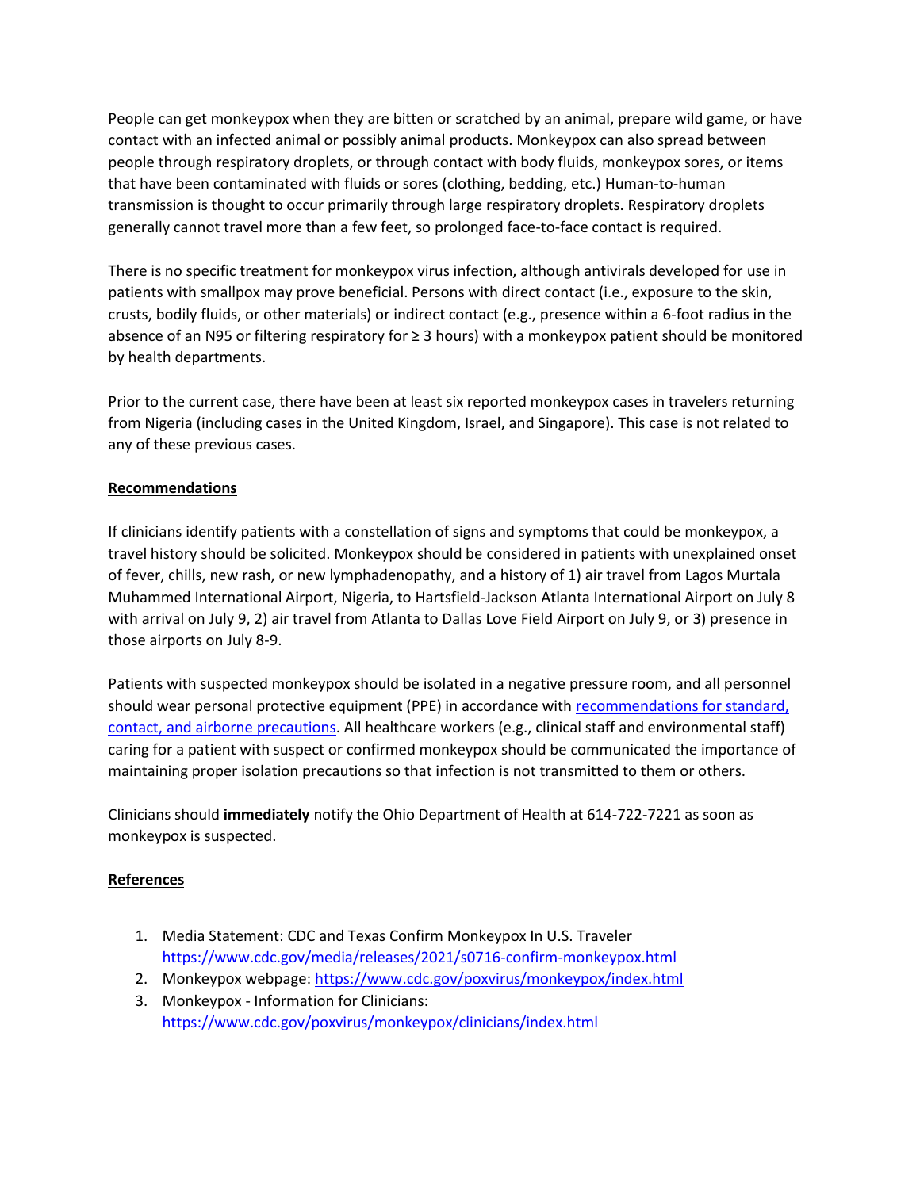People can get monkeypox when they are bitten or scratched by an animal, prepare wild game, or have contact with an infected animal or possibly animal products. Monkeypox can also spread between people through respiratory droplets, or through contact with body fluids, monkeypox sores, or items that have been contaminated with fluids or sores (clothing, bedding, etc.) Human-to-human transmission is thought to occur primarily through large respiratory droplets. Respiratory droplets generally cannot travel more than a few feet, so prolonged face-to-face contact is required.

There is no specific treatment for monkeypox virus infection, although antivirals developed for use in patients with smallpox may prove beneficial. Persons with direct contact (i.e., exposure to the skin, crusts, bodily fluids, or other materials) or indirect contact (e.g., presence within a 6-foot radius in the absence of an N95 or filtering respiratory for ≥ 3 hours) with a monkeypox patient should be monitored by health departments.

Prior to the current case, there have been at least six reported monkeypox cases in travelers returning from Nigeria (including cases in the United Kingdom, Israel, and Singapore). This case is not related to any of these previous cases.

## Recommendations

If clinicians identify patients with a constellation of signs and symptoms that could be monkeypox, a travel history should be solicited. Monkeypox should be considered in patients with unexplained onset of fever, chills, new rash, or new lymphadenopathy, and a history of 1) air travel from Lagos Murtala Muhammed International Airport, Nigeria, to Hartsfield-Jackson Atlanta International Airport on July 8 with arrival on July 9, 2) air travel from Atlanta to Dallas Love Field Airport on July 9, or 3) presence in those airports on July 8-9.

Patients with suspected monkeypox should be isolated in a negative pressure room, and all personnel should wear personal protective equipment (PPE) in accordance with recommendations for standard, contact, and airborne precautions. All healthcare workers (e.g., clinical staff and environmental staff) caring for a patient with suspect or confirmed monkeypox should be communicated the importance of maintaining proper isolation precautions so that infection is not transmitted to them or others.

Clinicians should **immediately** notify the Ohio Department of Health at 614-722-7221 as soon as monkeypox is suspected.

## References

1. Media Statement: CDC and Texas Confirm Monkeypox In U.S. Traveler https://www.cdc.gov/media/releases/2021/s0716-confirm-monkeypox.html
2. Monkeypox webpage: https://www.cdc.gov/poxvirus/monkeypox/index.html
3. Monkeypox - Information for Clinicians: https://www.cdc.gov/poxvirus/monkeypox/clinicians/index.html